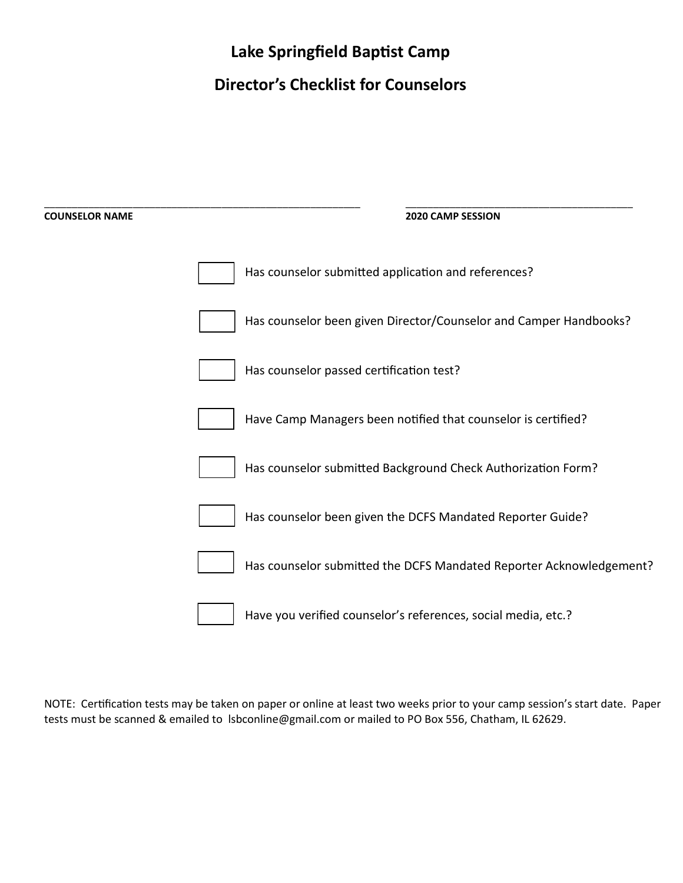# Lake Springfield Baptist Camp

## Director's Checklist for Counselors

______________________________________________________ ______________________________________

**COUNSELOR NAME** **2020 CAMP SESSION**

- [ ] Has counselor submitted application and references?
- [ ] Has counselor been given Director/Counselor and Camper Handbooks?
- [ ] Has counselor passed certification test?
- [ ] Have Camp Managers been notified that counselor is certified?
- [ ] Has counselor submitted Background Check Authorization Form?
- [ ] Has counselor been given the DCFS Mandated Reporter Guide?
- [ ] Has counselor submitted the DCFS Mandated Reporter Acknowledgement?
- [ ] Have you verified counselor's references, social media, etc.?

NOTE: Certification tests may be taken on paper or online at least two weeks prior to your camp session's start date. Paper tests must be scanned & emailed to lsbconline@gmail.com or mailed to PO Box 556, Chatham, IL 62629.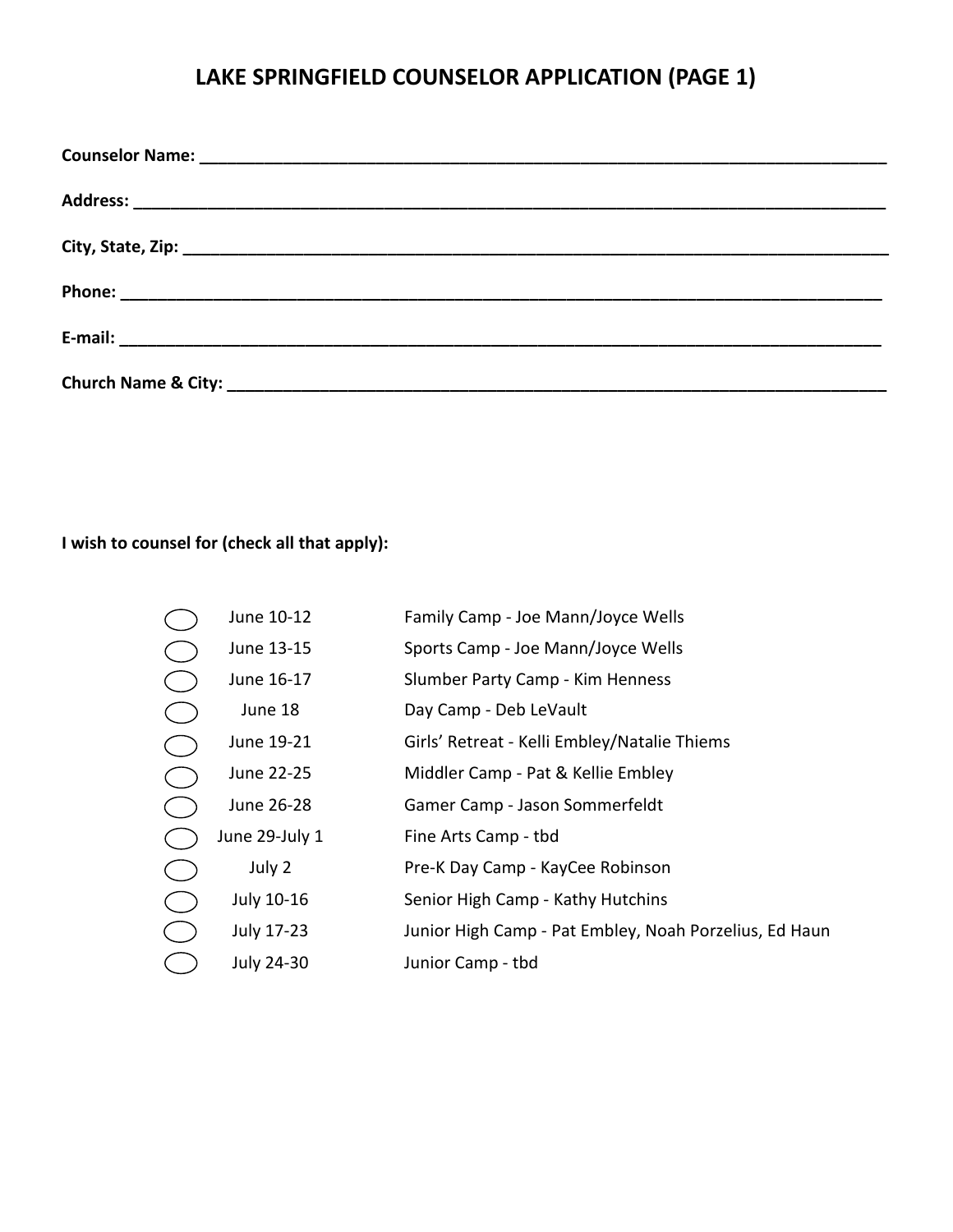# LAKE SPRINGFIELD COUNSELOR APPLICATION (PAGE 1)

**Counselor Name:** ______________________________________________________________

**Address:** ____________________________________________________________________

**City, State, Zip:** _____________________________________________________________

**Phone:** _____________________________________________________________________

**E-mail:** _____________________________________________________________________

**Church Name & City:** __________________________________________________________

**I wish to counsel for (check all that apply):**

| | Dates | Camp |
|---|---|---|
| ◯ | June 10-12 | Family Camp - Joe Mann/Joyce Wells |
| ◯ | June 13-15 | Sports Camp - Joe Mann/Joyce Wells |
| ◯ | June 16-17 | Slumber Party Camp - Kim Henness |
| ◯ | June 18 | Day Camp - Deb LeVault |
| ◯ | June 19-21 | Girls' Retreat - Kelli Embley/Natalie Thiems |
| ◯ | June 22-25 | Middler Camp - Pat & Kellie Embley |
| ◯ | June 26-28 | Gamer Camp - Jason Sommerfeldt |
| ◯ | June 29-July 1 | Fine Arts Camp - tbd |
| ◯ | July 2 | Pre-K Day Camp - KayCee Robinson |
| ◯ | July 10-16 | Senior High Camp - Kathy Hutchins |
| ◯ | July 17-23 | Junior High Camp - Pat Embley, Noah Porzelius, Ed Haun |
| ◯ | July 24-30 | Junior Camp - tbd |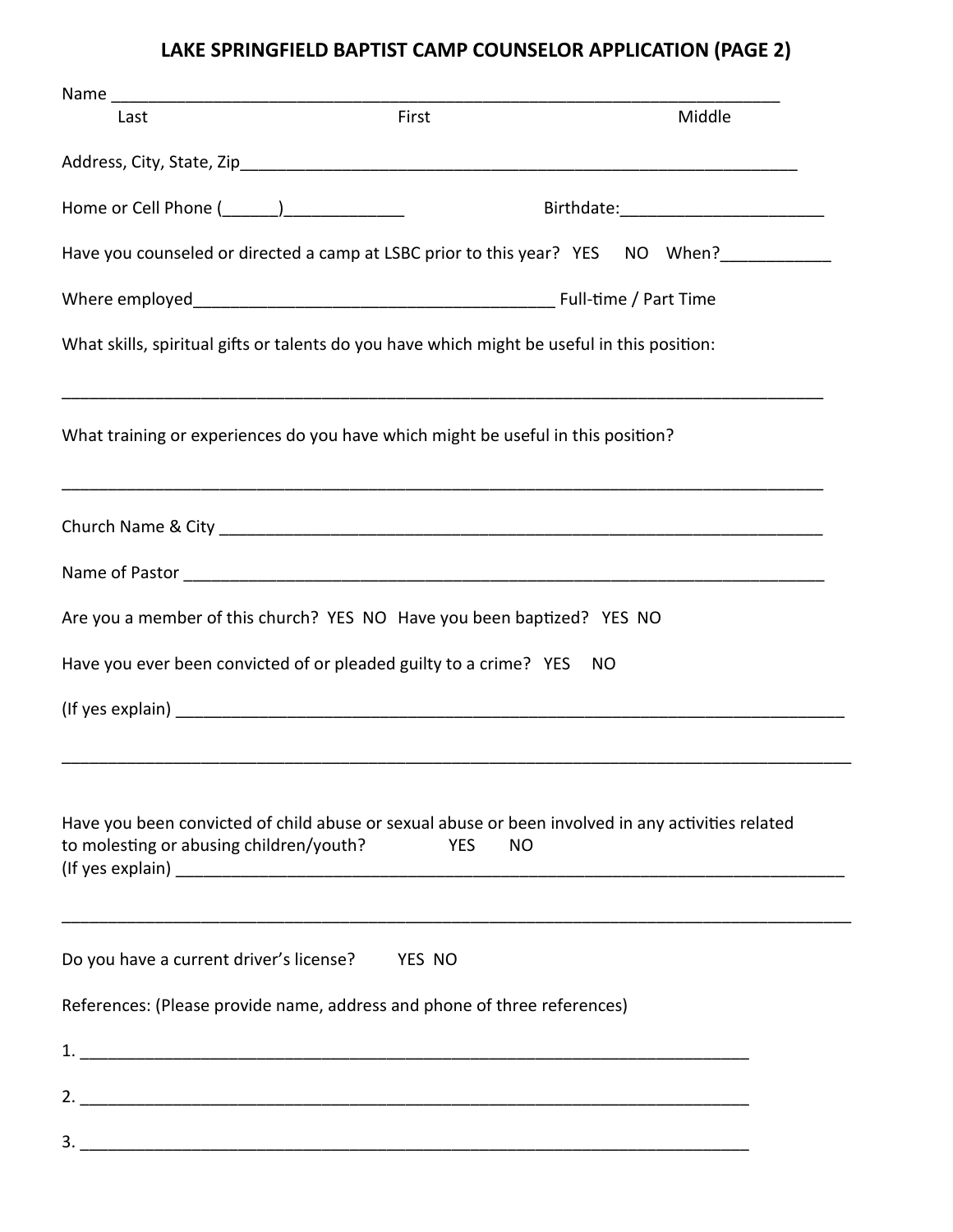# LAKE SPRINGFIELD BAPTIST CAMP COUNSELOR APPLICATION (PAGE 2)

Name ___________________________________________________________________________

Last                                        First                                        Middle

Address, City, State, Zip___________________________________________________________

Home or Cell Phone (______)_____________                    Birthdate:______________________

Have you counseled or directed a camp at LSBC prior to this year?   YES     NO    When?____________

Where employed_______________________________________ Full-time / Part Time

What skills, spiritual gifts or talents do you have which might be useful in this position:

_____________________________________________________________________________________

What training or experiences do you have which might be useful in this position?

_____________________________________________________________________________________

Church Name & City _________________________________________________________________

Name of Pastor ______________________________________________________________________

Are you a member of this church?  YES  NO   Have you been baptized?   YES  NO

Have you ever been convicted of or pleaded guilty to a crime?   YES     NO

(If yes explain) _______________________________________________________________________

_____________________________________________________________________________________

Have you been convicted of child abuse or sexual abuse or been involved in any activities related to molesting or abusing children/youth?          YES       NO

(If yes explain) _______________________________________________________________________

_____________________________________________________________________________________

Do you have a current driver's license?        YES  NO

References: (Please provide name, address and phone of three references)

1. ______________________________________________________________________

2. ______________________________________________________________________

3. ______________________________________________________________________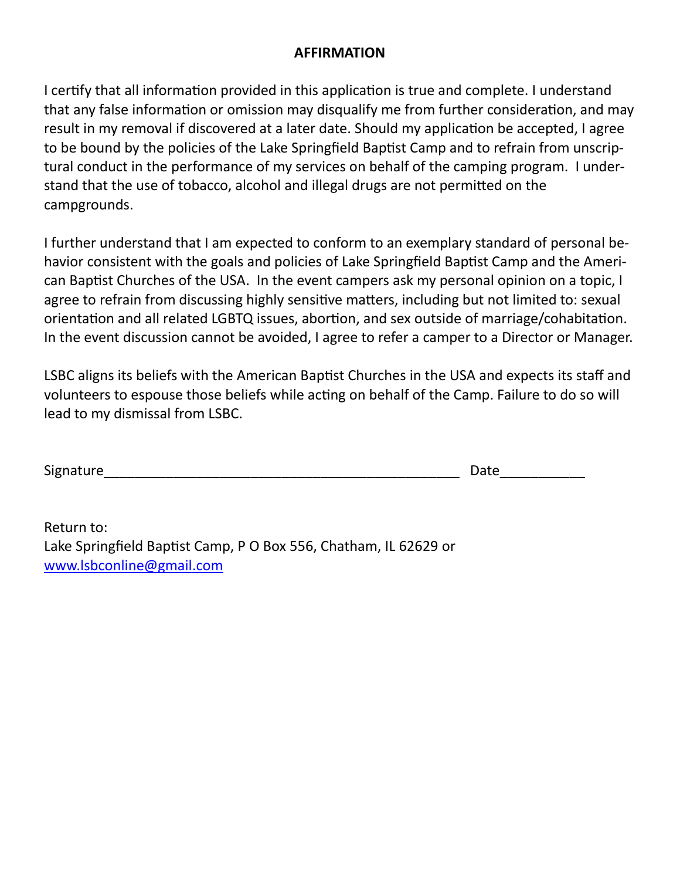## AFFIRMATION

I certify that all information provided in this application is true and complete. I understand that any false information or omission may disqualify me from further consideration, and may result in my removal if discovered at a later date. Should my application be accepted, I agree to be bound by the policies of the Lake Springfield Baptist Camp and to refrain from unscriptural conduct in the performance of my services on behalf of the camping program. I understand that the use of tobacco, alcohol and illegal drugs are not permitted on the campgrounds.

I further understand that I am expected to conform to an exemplary standard of personal behavior consistent with the goals and policies of Lake Springfield Baptist Camp and the American Baptist Churches of the USA. In the event campers ask my personal opinion on a topic, I agree to refrain from discussing highly sensitive matters, including but not limited to: sexual orientation and all related LGBTQ issues, abortion, and sex outside of marriage/cohabitation. In the event discussion cannot be avoided, I agree to refer a camper to a Director or Manager.

LSBC aligns its beliefs with the American Baptist Churches in the USA and expects its staff and volunteers to espouse those beliefs while acting on behalf of the Camp. Failure to do so will lead to my dismissal from LSBC.

Signature_______________________________________________ Date___________

Return to:
Lake Springfield Baptist Camp, P O Box 556, Chatham, IL 62629 or
www.lsbconline@gmail.com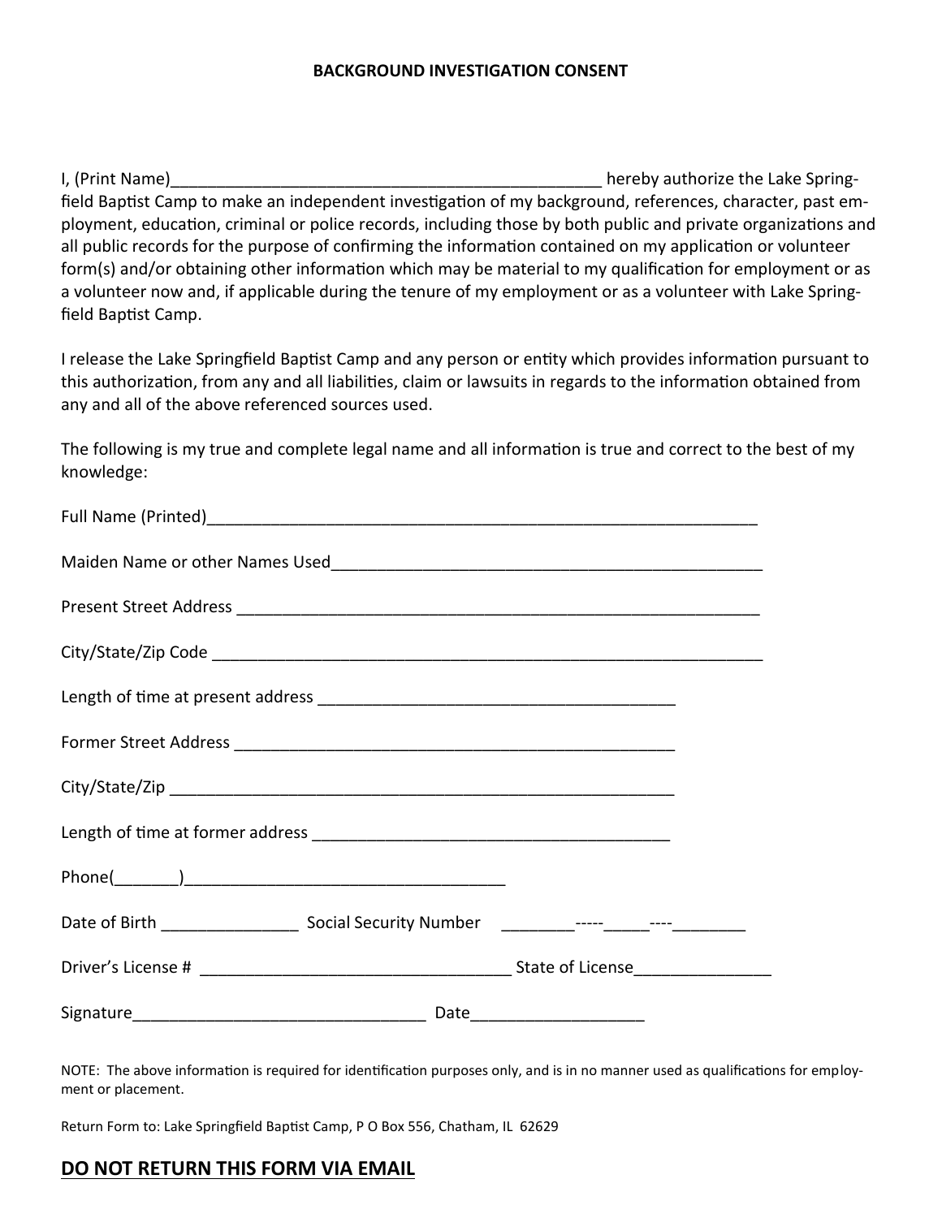**BACKGROUND INVESTIGATION CONSENT**

I, (Print Name)_______________________________________________ hereby authorize the Lake Springfield Baptist Camp to make an independent investigation of my background, references, character, past employment, education, criminal or police records, including those by both public and private organizations and all public records for the purpose of confirming the information contained on my application or volunteer form(s) and/or obtaining other information which may be material to my qualification for employment or as a volunteer now and, if applicable during the tenure of my employment or as a volunteer with Lake Springfield Baptist Camp.

I release the Lake Springfield Baptist Camp and any person or entity which provides information pursuant to this authorization, from any and all liabilities, claim or lawsuits in regards to the information obtained from any and all of the above referenced sources used.

The following is my true and complete legal name and all information is true and correct to the best of my knowledge:

Full Name (Printed)_______________________________________________________________

Maiden Name or other Names Used_________________________________________________

Present Street Address _____________________________________________________________

City/State/Zip Code ________________________________________________________________

Length of time at present address ________________________________________

Former Street Address _____________________________________________

City/State/Zip ______________________________________________________

Length of time at former address ________________________________________

Phone(_______)____________________________________

Date of Birth _______________ Social Security Number ________-----_____----________

Driver's License # __________________________________ State of License_______________

Signature________________________________ Date__________________

NOTE: The above information is required for identification purposes only, and is in no manner used as qualifications for employment or placement.

Return Form to: Lake Springfield Baptist Camp, P O Box 556, Chatham, IL 62629

## **DO NOT RETURN THIS FORM VIA EMAIL**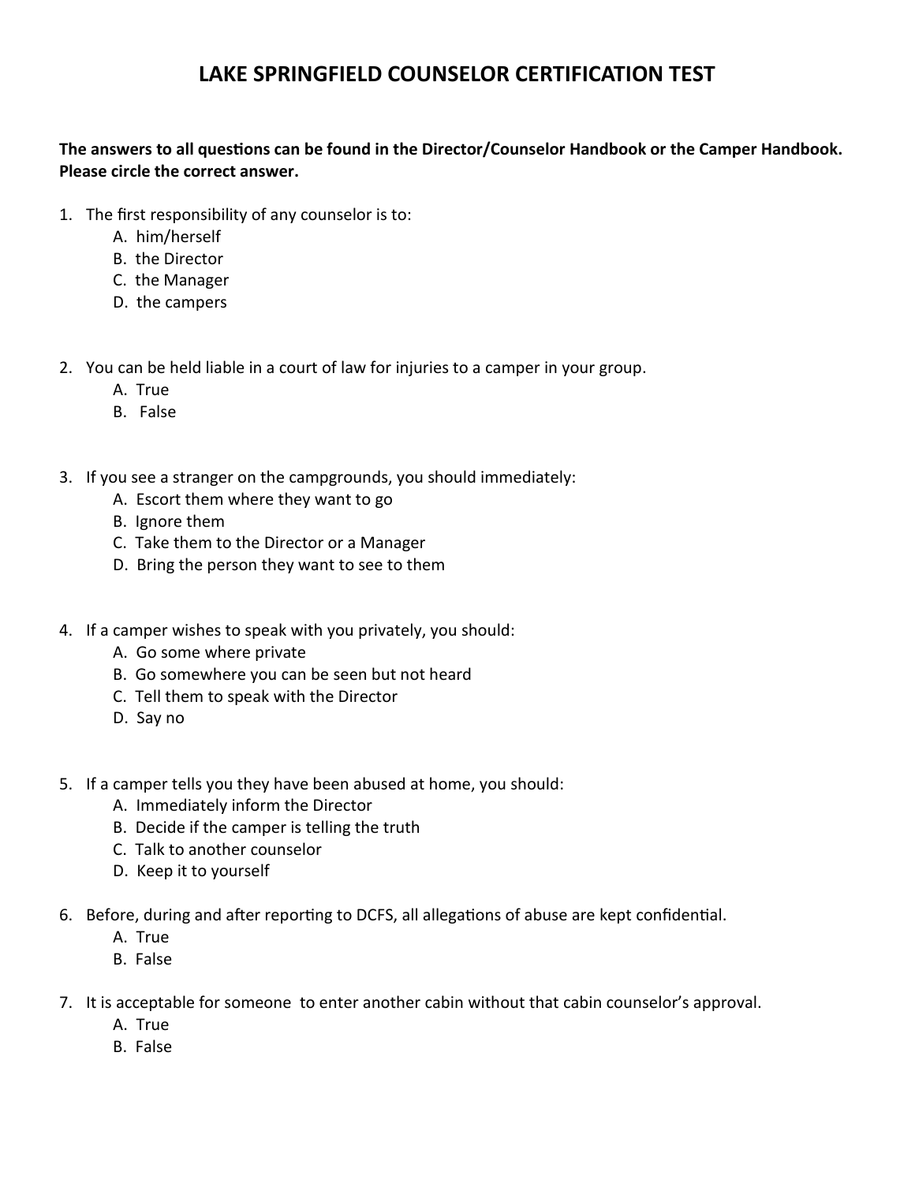# LAKE SPRINGFIELD COUNSELOR CERTIFICATION TEST

**The answers to all questions can be found in the Director/Counselor Handbook or the Camper Handbook. Please circle the correct answer.**

1. The first responsibility of any counselor is to:
   - A. him/herself
   - B. the Director
   - C. the Manager
   - D. the campers

2. You can be held liable in a court of law for injuries to a camper in your group.
   - A. True
   - B. False

3. If you see a stranger on the campgrounds, you should immediately:
   - A. Escort them where they want to go
   - B. Ignore them
   - C. Take them to the Director or a Manager
   - D. Bring the person they want to see to them

4. If a camper wishes to speak with you privately, you should:
   - A. Go some where private
   - B. Go somewhere you can be seen but not heard
   - C. Tell them to speak with the Director
   - D. Say no

5. If a camper tells you they have been abused at home, you should:
   - A. Immediately inform the Director
   - B. Decide if the camper is telling the truth
   - C. Talk to another counselor
   - D. Keep it to yourself

6. Before, during and after reporting to DCFS, all allegations of abuse are kept confidential.
   - A. True
   - B. False

7. It is acceptable for someone to enter another cabin without that cabin counselor's approval.
   - A. True
   - B. False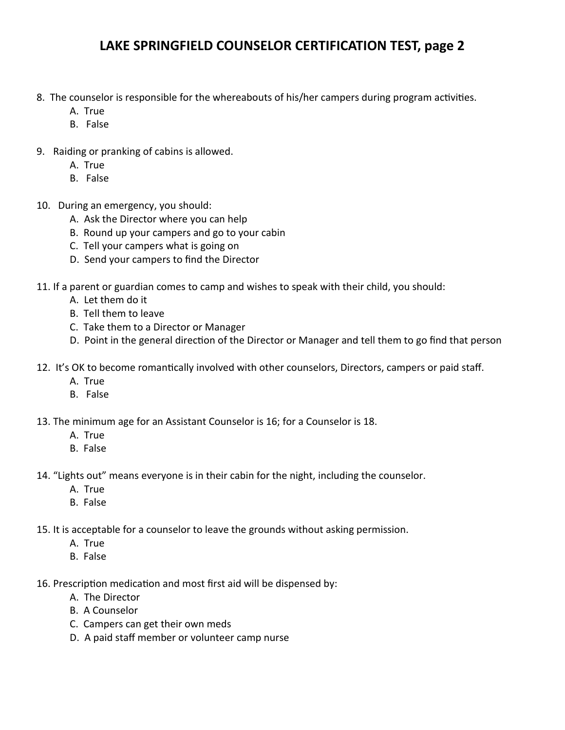# LAKE SPRINGFIELD COUNSELOR CERTIFICATION TEST, page 2

8. The counselor is responsible for the whereabouts of his/her campers during program activities.
   A. True
   B. False

9. Raiding or pranking of cabins is allowed.
   A. True
   B. False

10. During an emergency, you should:
    A. Ask the Director where you can help
    B. Round up your campers and go to your cabin
    C. Tell your campers what is going on
    D. Send your campers to find the Director

11. If a parent or guardian comes to camp and wishes to speak with their child, you should:
    A. Let them do it
    B. Tell them to leave
    C. Take them to a Director or Manager
    D. Point in the general direction of the Director or Manager and tell them to go find that person

12. It's OK to become romantically involved with other counselors, Directors, campers or paid staff.
    A. True
    B. False

13. The minimum age for an Assistant Counselor is 16; for a Counselor is 18.
    A. True
    B. False

14. "Lights out" means everyone is in their cabin for the night, including the counselor.
    A. True
    B. False

15. It is acceptable for a counselor to leave the grounds without asking permission.
    A. True
    B. False

16. Prescription medication and most first aid will be dispensed by:
    A. The Director
    B. A Counselor
    C. Campers can get their own meds
    D. A paid staff member or volunteer camp nurse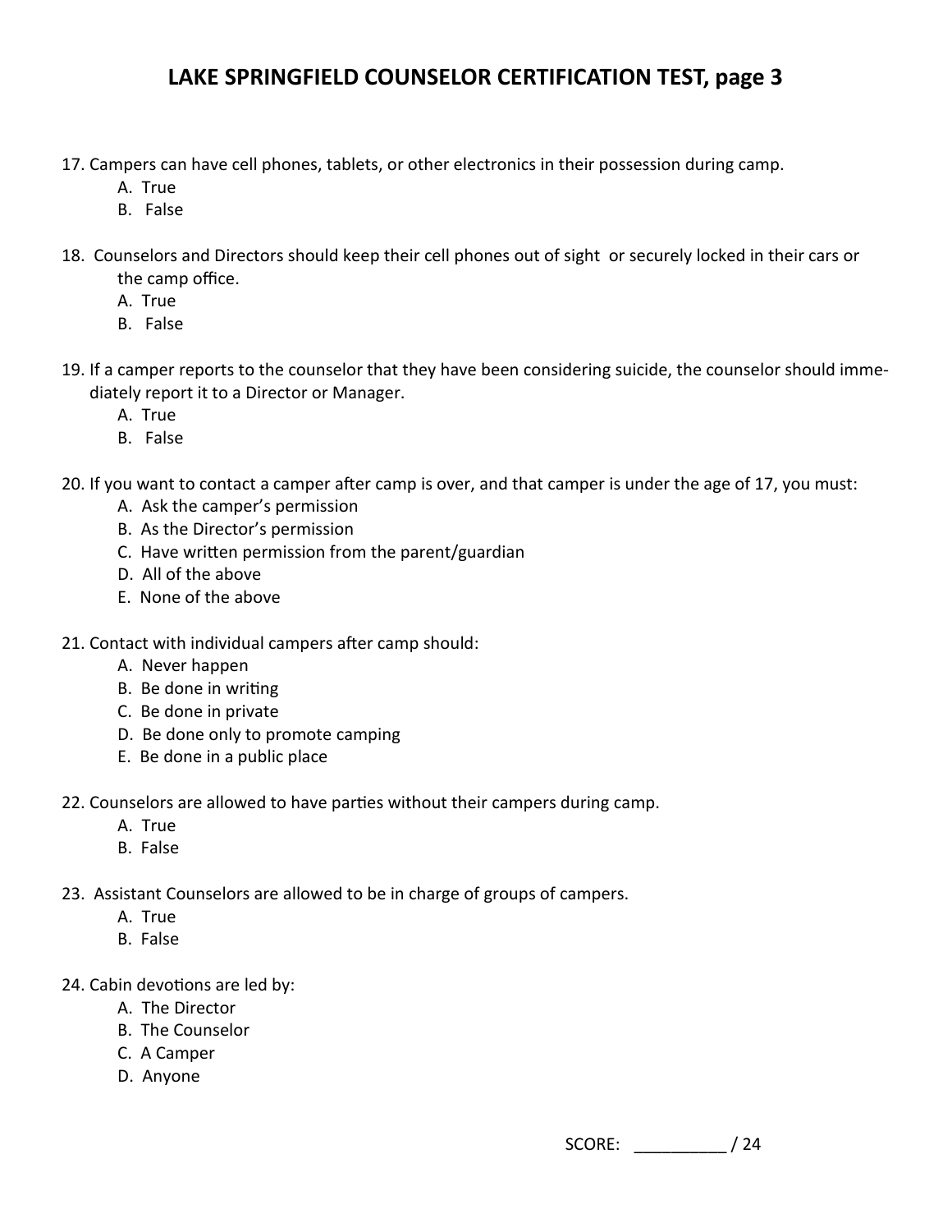# LAKE SPRINGFIELD COUNSELOR CERTIFICATION TEST, page 3

17. Campers can have cell phones, tablets, or other electronics in their possession during camp.
    A. True
    B. False

18. Counselors and Directors should keep their cell phones out of sight or securely locked in their cars or the camp office.
    A. True
    B. False

19. If a camper reports to the counselor that they have been considering suicide, the counselor should immediately report it to a Director or Manager.
    A. True
    B. False

20. If you want to contact a camper after camp is over, and that camper is under the age of 17, you must:
    A. Ask the camper's permission
    B. As the Director's permission
    C. Have written permission from the parent/guardian
    D. All of the above
    E. None of the above

21. Contact with individual campers after camp should:
    A. Never happen
    B. Be done in writing
    C. Be done in private
    D. Be done only to promote camping
    E. Be done in a public place

22. Counselors are allowed to have parties without their campers during camp.
    A. True
    B. False

23. Assistant Counselors are allowed to be in charge of groups of campers.
    A. True
    B. False

24. Cabin devotions are led by:
    A. The Director
    B. The Counselor
    C. A Camper
    D. Anyone

SCORE: __________ / 24